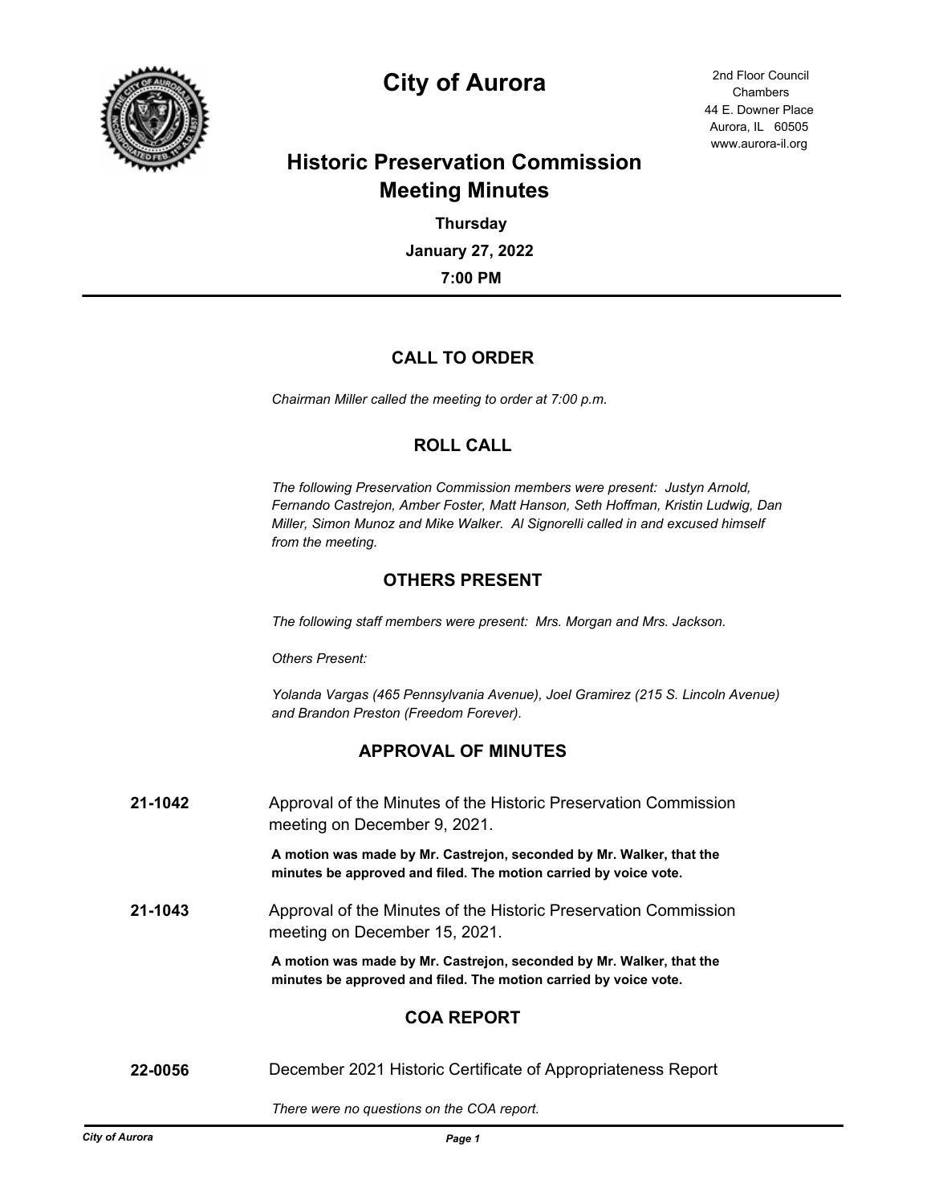# City of Aurora

2nd Floor Council Chambers
44 E. Downer Place
Aurora, IL 60505
www.aurora-il.org

## Historic Preservation Commission Meeting Minutes

**Thursday**

**January 27, 2022**

**7:00 PM**

---

### CALL TO ORDER

*Chairman Miller called the meeting to order at 7:00 p.m.*

### ROLL CALL

*The following Preservation Commission members were present: Justyn Arnold, Fernando Castrejon, Amber Foster, Matt Hanson, Seth Hoffman, Kristin Ludwig, Dan Miller, Simon Munoz and Mike Walker. Al Signorelli called in and excused himself from the meeting.*

### OTHERS PRESENT

*The following staff members were present: Mrs. Morgan and Mrs. Jackson.*

*Others Present:*

*Yolanda Vargas (465 Pennsylvania Avenue), Joel Gramirez (215 S. Lincoln Avenue) and Brandon Preston (Freedom Forever).*

### APPROVAL OF MINUTES

**21-1042** Approval of the Minutes of the Historic Preservation Commission meeting on December 9, 2021.

**A motion was made by Mr. Castrejon, seconded by Mr. Walker, that the minutes be approved and filed. The motion carried by voice vote.**

**21-1043** Approval of the Minutes of the Historic Preservation Commission meeting on December 15, 2021.

**A motion was made by Mr. Castrejon, seconded by Mr. Walker, that the minutes be approved and filed. The motion carried by voice vote.**

### COA REPORT

**22-0056** December 2021 Historic Certificate of Appropriateness Report

*There were no questions on the COA report.*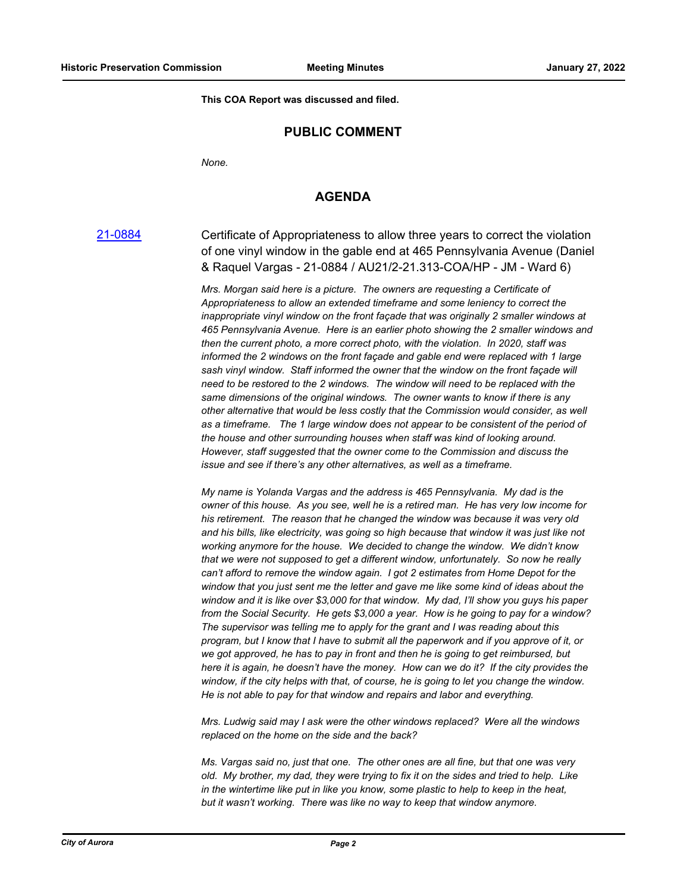**This COA Report was discussed and filed.**

## PUBLIC COMMENT

*None.*

## AGENDA

[21-0884](21-0884) Certificate of Appropriateness to allow three years to correct the violation of one vinyl window in the gable end at 465 Pennsylvania Avenue (Daniel & Raquel Vargas - 21-0884 / AU21/2-21.313-COA/HP - JM - Ward 6)

*Mrs. Morgan said here is a picture. The owners are requesting a Certificate of Appropriateness to allow an extended timeframe and some leniency to correct the inappropriate vinyl window on the front façade that was originally 2 smaller windows at 465 Pensylvania Avenue. Here is an earlier photo showing the 2 smaller windows and then the current photo, a more correct photo, with the violation. In 2020, staff was informed the 2 windows on the front façade and gable end were replaced with 1 large sash vinyl window. Staff informed the owner that the window on the front façade will need to be restored to the 2 windows. The window will need to be replaced with the same dimensions of the original windows. The owner wants to know if there is any other alternative that would be less costly that the Commission would consider, as well as a timeframe. The 1 large window does not appear to be consistent of the period of the house and other surrounding houses when staff was kind of looking around. However, staff suggested that the owner come to the Commission and discuss the issue and see if there's any other alternatives, as well as a timeframe.*

*My name is Yolanda Vargas and the address is 465 Pennsylvania. My dad is the owner of this house. As you see, well he is a retired man. He has very low income for his retirement. The reason that he changed the window was because it was very old and his bills, like electricity, was going so high because that window it was just like not working anymore for the house. We decided to change the window. We didn't know that we were not supposed to get a different window, unfortunately. So now he really can't afford to remove the window again. I got 2 estimates from Home Depot for the window that you just sent me the letter and gave me like some kind of ideas about the window and it is like over $3,000 for that window. My dad, I'll show you guys his paper from the Social Security. He gets $3,000 a year. How is he going to pay for a window? The supervisor was telling me to apply for the grant and I was reading about this program, but I know that I have to submit all the paperwork and if you approve of it, or we got approved, he has to pay in front and then he is going to get reimbursed, but here it is again, he doesn't have the money. How can we do it? If the city provides the window, if the city helps with that, of course, he is going to let you change the window. He is not able to pay for that window and repairs and labor and everything.*

*Mrs. Ludwig said may I ask were the other windows replaced? Were all the windows replaced on the home on the side and the back?*

*Ms. Vargas said no, just that one. The other ones are all fine, but that one was very old. My brother, my dad, they were trying to fix it on the sides and tried to help. Like in the wintertime like put in like you know, some plastic to help to keep in the heat, but it wasn't working. There was like no way to keep that window anymore.*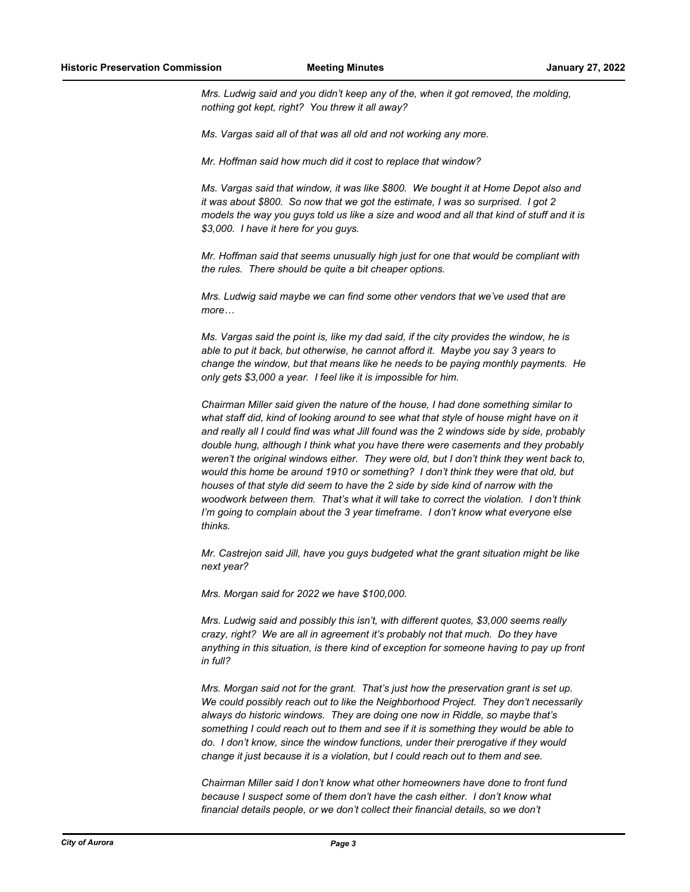*Mrs. Ludwig said and you didn't keep any of the, when it got removed, the molding, nothing got kept, right? You threw it all away?*

*Ms. Vargas said all of that was all old and not working any more.*

*Mr. Hoffman said how much did it cost to replace that window?*

*Ms. Vargas said that window, it was like $800. We bought it at Home Depot also and it was about $800. So now that we got the estimate, I was so surprised. I got 2 models the way you guys told us like a size and wood and all that kind of stuff and it is $3,000. I have it here for you guys.*

*Mr. Hoffman said that seems unusually high just for one that would be compliant with the rules. There should be quite a bit cheaper options.*

*Mrs. Ludwig said maybe we can find some other vendors that we've used that are more…*

*Ms. Vargas said the point is, like my dad said, if the city provides the window, he is able to put it back, but otherwise, he cannot afford it. Maybe you say 3 years to change the window, but that means like he needs to be paying monthly payments. He only gets $3,000 a year. I feel like it is impossible for him.*

*Chairman Miller said given the nature of the house, I had done something similar to what staff did, kind of looking around to see what that style of house might have on it and really all I could find was what Jill found was the 2 windows side by side, probably double hung, although I think what you have there were casements and they probably weren't the original windows either. They were old, but I don't think they went back to, would this home be around 1910 or something? I don't think they were that old, but houses of that style did seem to have the 2 side by side kind of narrow with the woodwork between them. That's what it will take to correct the violation. I don't think I'm going to complain about the 3 year timeframe. I don't know what everyone else thinks.*

*Mr. Castrejon said Jill, have you guys budgeted what the grant situation might be like next year?*

*Mrs. Morgan said for 2022 we have $100,000.*

*Mrs. Ludwig said and possibly this isn't, with different quotes, $3,000 seems really crazy, right? We are all in agreement it's probably not that much. Do they have anything in this situation, is there kind of exception for someone having to pay up front in full?*

*Mrs. Morgan said not for the grant. That's just how the preservation grant is set up. We could possibly reach out to like the Neighborhood Project. They don't necessarily always do historic windows. They are doing one now in Riddle, so maybe that's something I could reach out to them and see if it is something they would be able to do. I don't know, since the window functions, under their prerogative if they would change it just because it is a violation, but I could reach out to them and see.*

*Chairman Miller said I don't know what other homeowners have done to front fund because I suspect some of them don't have the cash either. I don't know what financial details people, or we don't collect their financial details, so we don't*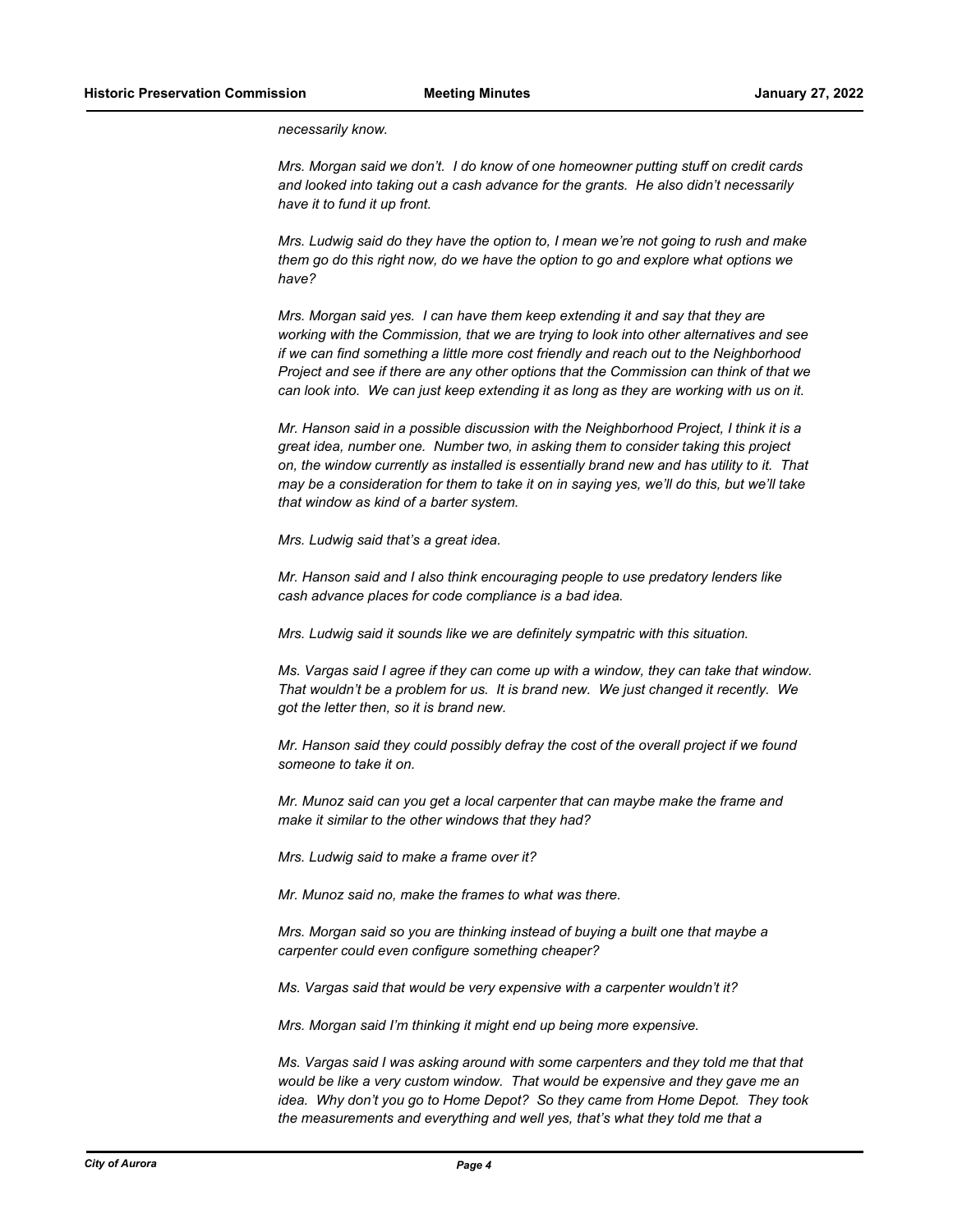*necessarily know.*

*Mrs. Morgan said we don't. I do know of one homeowner putting stuff on credit cards and looked into taking out a cash advance for the grants. He also didn't necessarily have it to fund it up front.*

*Mrs. Ludwig said do they have the option to, I mean we're not going to rush and make them go do this right now, do we have the option to go and explore what options we have?*

*Mrs. Morgan said yes. I can have them keep extending it and say that they are working with the Commission, that we are trying to look into other alternatives and see if we can find something a little more cost friendly and reach out to the Neighborhood Project and see if there are any other options that the Commission can think of that we can look into. We can just keep extending it as long as they are working with us on it.*

*Mr. Hanson said in a possible discussion with the Neighborhood Project, I think it is a great idea, number one. Number two, in asking them to consider taking this project on, the window currently as installed is essentially brand new and has utility to it. That may be a consideration for them to take it on in saying yes, we'll do this, but we'll take that window as kind of a barter system.*

*Mrs. Ludwig said that's a great idea.*

*Mr. Hanson said and I also think encouraging people to use predatory lenders like cash advance places for code compliance is a bad idea.*

*Mrs. Ludwig said it sounds like we are definitely sympatric with this situation.*

*Ms. Vargas said I agree if they can come up with a window, they can take that window. That wouldn't be a problem for us. It is brand new. We just changed it recently. We got the letter then, so it is brand new.*

*Mr. Hanson said they could possibly defray the cost of the overall project if we found someone to take it on.*

*Mr. Munoz said can you get a local carpenter that can maybe make the frame and make it similar to the other windows that they had?*

*Mrs. Ludwig said to make a frame over it?*

*Mr. Munoz said no, make the frames to what was there.*

*Mrs. Morgan said so you are thinking instead of buying a built one that maybe a carpenter could even configure something cheaper?*

*Ms. Vargas said that would be very expensive with a carpenter wouldn't it?*

*Mrs. Morgan said I'm thinking it might end up being more expensive.*

*Ms. Vargas said I was asking around with some carpenters and they told me that that would be like a very custom window. That would be expensive and they gave me an idea. Why don't you go to Home Depot? So they came from Home Depot. They took the measurements and everything and well yes, that's what they told me that a*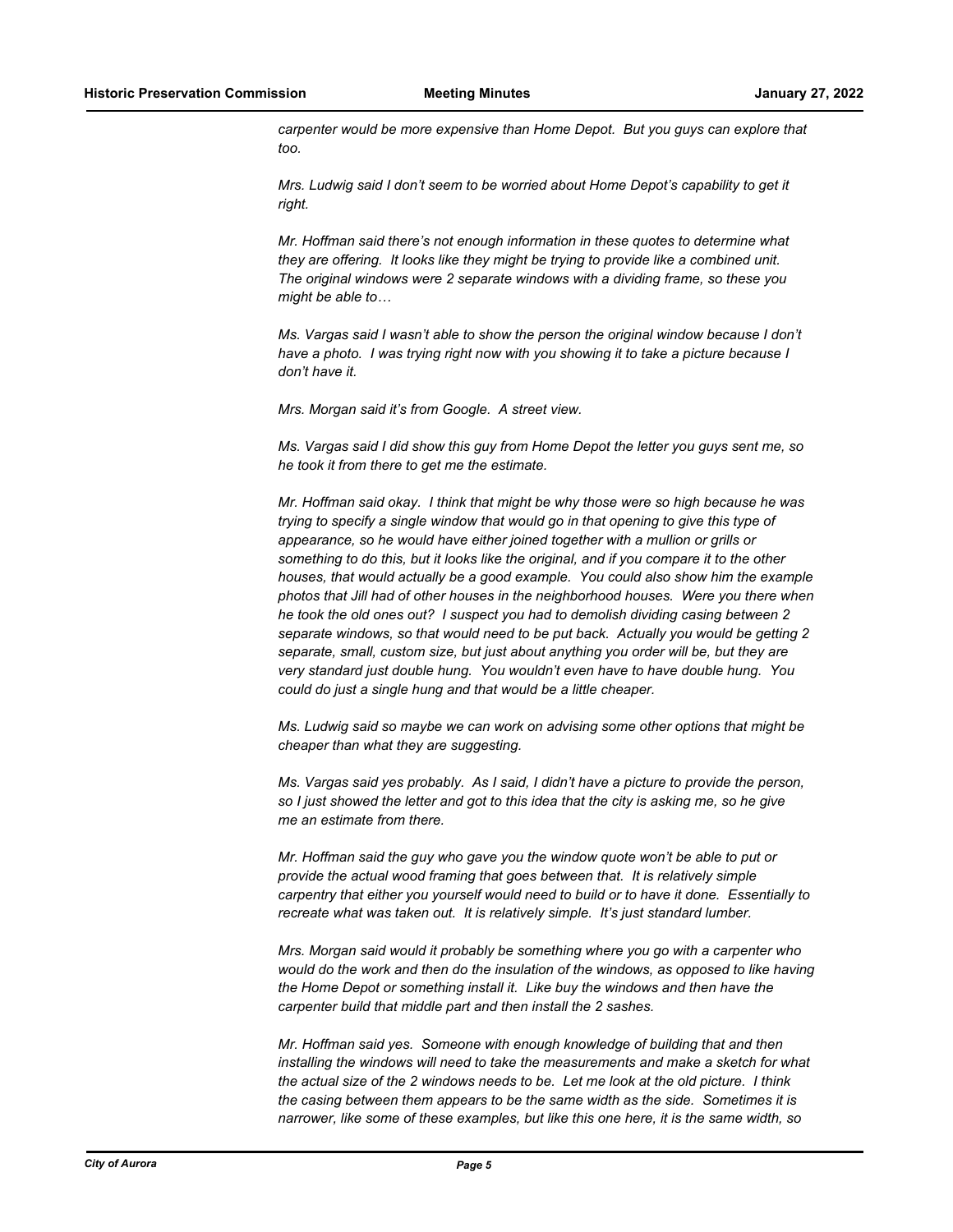*carpenter would be more expensive than Home Depot. But you guys can explore that too.*

*Mrs. Ludwig said I don't seem to be worried about Home Depot's capability to get it right.*

*Mr. Hoffman said there's not enough information in these quotes to determine what they are offering. It looks like they might be trying to provide like a combined unit. The original windows were 2 separate windows with a dividing frame, so these you might be able to…*

*Ms. Vargas said I wasn't able to show the person the original window because I don't have a photo. I was trying right now with you showing it to take a picture because I don't have it.*

*Mrs. Morgan said it's from Google. A street view.*

*Ms. Vargas said I did show this guy from Home Depot the letter you guys sent me, so he took it from there to get me the estimate.*

*Mr. Hoffman said okay. I think that might be why those were so high because he was trying to specify a single window that would go in that opening to give this type of appearance, so he would have either joined together with a mullion or grills or something to do this, but it looks like the original, and if you compare it to the other houses, that would actually be a good example. You could also show him the example photos that Jill had of other houses in the neighborhood houses. Were you there when he took the old ones out? I suspect you had to demolish dividing casing between 2 separate windows, so that would need to be put back. Actually you would be getting 2 separate, small, custom size, but just about anything you order will be, but they are very standard just double hung. You wouldn't even have to have double hung. You could do just a single hung and that would be a little cheaper.*

*Ms. Ludwig said so maybe we can work on advising some other options that might be cheaper than what they are suggesting.*

*Ms. Vargas said yes probably. As I said, I didn't have a picture to provide the person, so I just showed the letter and got to this idea that the city is asking me, so he give me an estimate from there.*

*Mr. Hoffman said the guy who gave you the window quote won't be able to put or provide the actual wood framing that goes between that. It is relatively simple carpentry that either you yourself would need to build or to have it done. Essentially to recreate what was taken out. It is relatively simple. It's just standard lumber.*

*Mrs. Morgan said would it probably be something where you go with a carpenter who would do the work and then do the insulation of the windows, as opposed to like having the Home Depot or something install it. Like buy the windows and then have the carpenter build that middle part and then install the 2 sashes.*

*Mr. Hoffman said yes. Someone with enough knowledge of building that and then installing the windows will need to take the measurements and make a sketch for what the actual size of the 2 windows needs to be. Let me look at the old picture. I think the casing between them appears to be the same width as the side. Sometimes it is narrower, like some of these examples, but like this one here, it is the same width, so*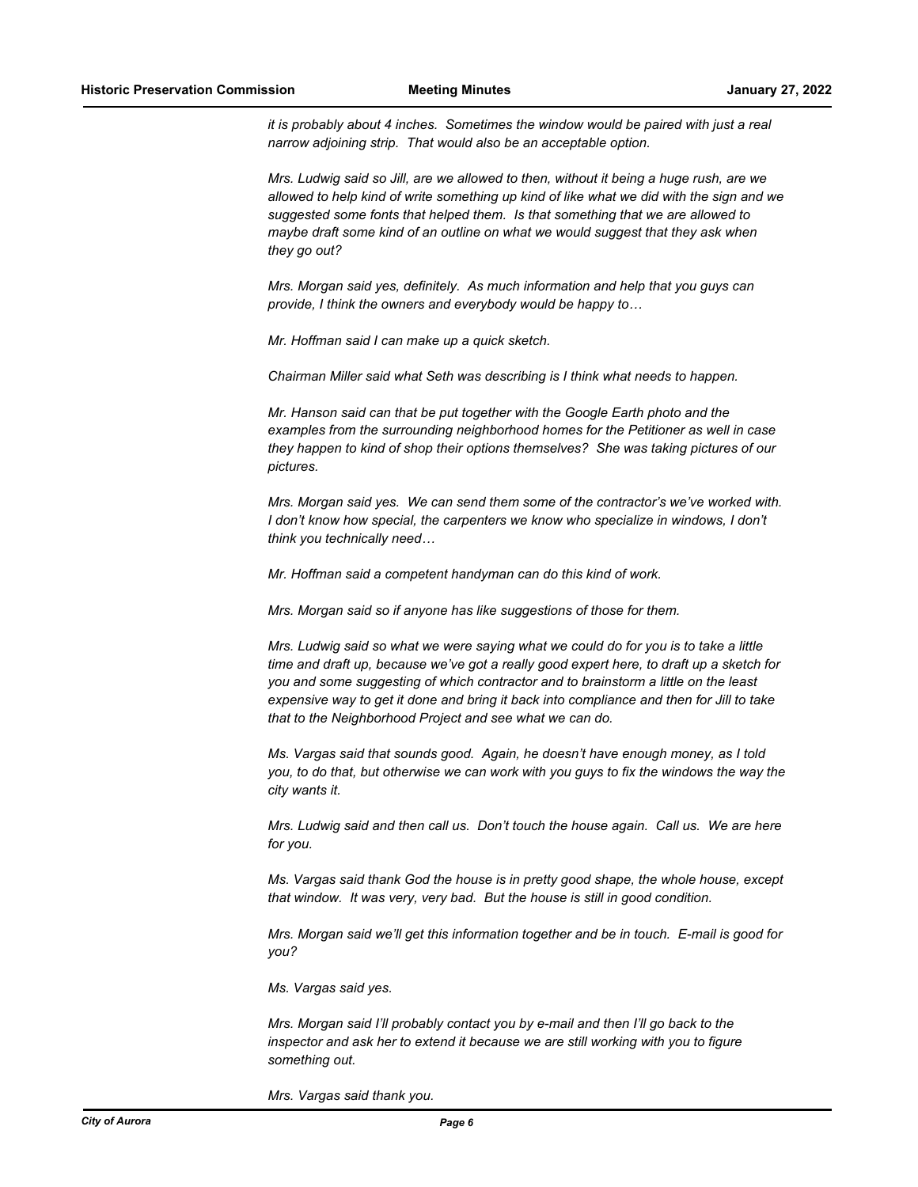*it is probably about 4 inches. Sometimes the window would be paired with just a real narrow adjoining strip. That would also be an acceptable option.*

*Mrs. Ludwig said so Jill, are we allowed to then, without it being a huge rush, are we allowed to help kind of write something up kind of like what we did with the sign and we suggested some fonts that helped them. Is that something that we are allowed to maybe draft some kind of an outline on what we would suggest that they ask when they go out?*

*Mrs. Morgan said yes, definitely. As much information and help that you guys can provide, I think the owners and everybody would be happy to…*

*Mr. Hoffman said I can make up a quick sketch.*

*Chairman Miller said what Seth was describing is I think what needs to happen.*

*Mr. Hanson said can that be put together with the Google Earth photo and the examples from the surrounding neighborhood homes for the Petitioner as well in case they happen to kind of shop their options themselves? She was taking pictures of our pictures.*

*Mrs. Morgan said yes. We can send them some of the contractor's we've worked with. I don't know how special, the carpenters we know who specialize in windows, I don't think you technically need…*

*Mr. Hoffman said a competent handyman can do this kind of work.*

*Mrs. Morgan said so if anyone has like suggestions of those for them.*

*Mrs. Ludwig said so what we were saying what we could do for you is to take a little time and draft up, because we've got a really good expert here, to draft up a sketch for you and some suggesting of which contractor and to brainstorm a little on the least expensive way to get it done and bring it back into compliance and then for Jill to take that to the Neighborhood Project and see what we can do.*

*Ms. Vargas said that sounds good. Again, he doesn't have enough money, as I told you, to do that, but otherwise we can work with you guys to fix the windows the way the city wants it.*

*Mrs. Ludwig said and then call us. Don't touch the house again. Call us. We are here for you.*

*Ms. Vargas said thank God the house is in pretty good shape, the whole house, except that window. It was very, very bad. But the house is still in good condition.*

*Mrs. Morgan said we'll get this information together and be in touch. E-mail is good for you?*

*Ms. Vargas said yes.*

*Mrs. Morgan said I'll probably contact you by e-mail and then I'll go back to the inspector and ask her to extend it because we are still working with you to figure something out.*

*Mrs. Vargas said thank you.*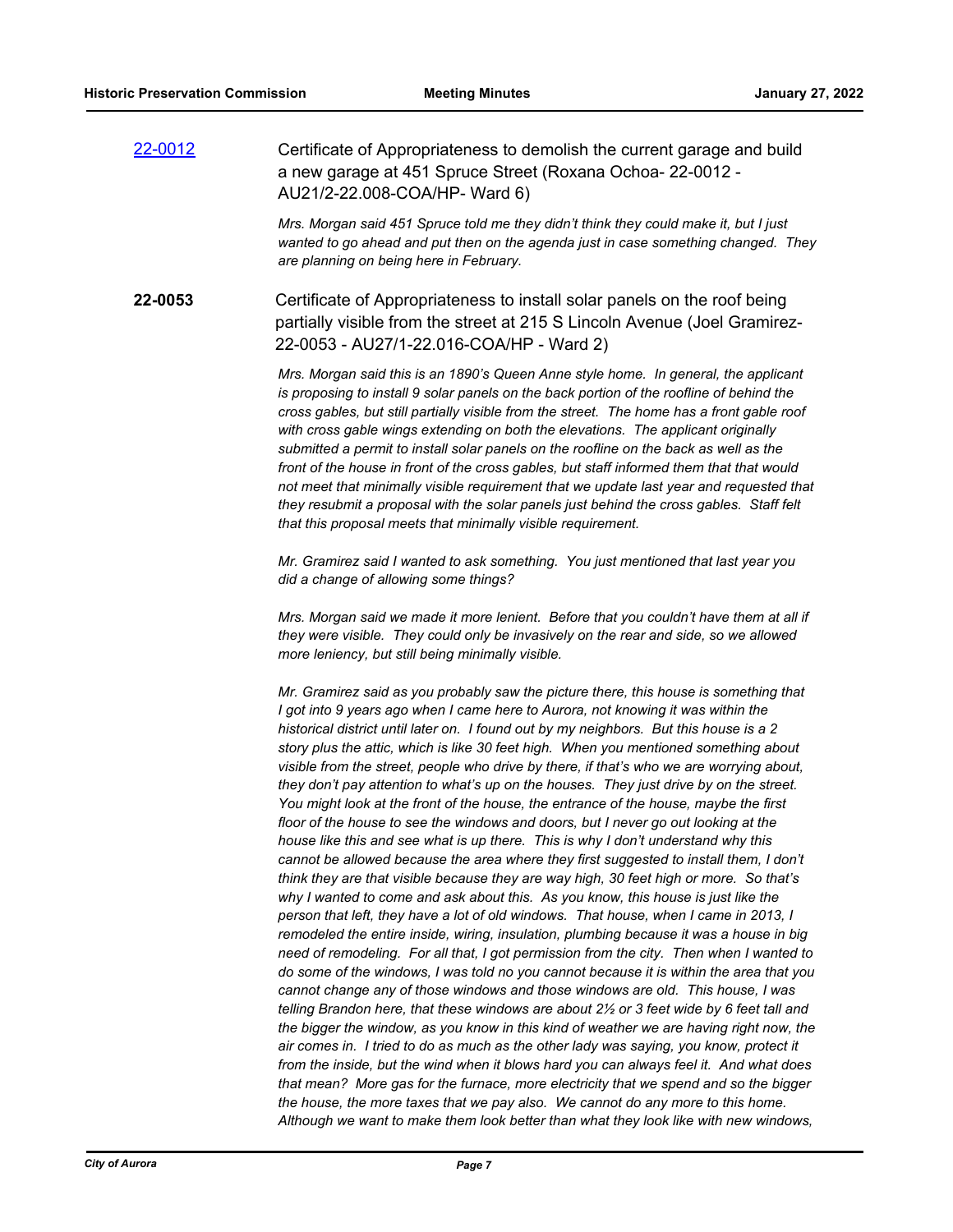[22-0012](22-0012) Certificate of Appropriateness to demolish the current garage and build a new garage at 451 Spruce Street (Roxana Ochoa- 22-0012 - AU21/2-22.008-COA/HP- Ward 6)

*Mrs. Morgan said 451 Spruce told me they didn't think they could make it, but I just wanted to go ahead and put then on the agenda just in case something changed. They are planning on being here in February.*

**22-0053** Certificate of Appropriateness to install solar panels on the roof being partially visible from the street at 215 S Lincoln Avenue (Joel Gramirez- 22-0053 - AU27/1-22.016-COA/HP - Ward 2)

*Mrs. Morgan said this is an 1890's Queen Anne style home. In general, the applicant is proposing to install 9 solar panels on the back portion of the roofline of behind the cross gables, but still partially visible from the street. The home has a front gable roof with cross gable wings extending on both the elevations. The applicant originally submitted a permit to install solar panels on the roofline on the back as well as the front of the house in front of the cross gables, but staff informed them that that would not meet that minimally visible requirement that we update last year and requested that they resubmit a proposal with the solar panels just behind the cross gables. Staff felt that this proposal meets that minimally visible requirement.*

*Mr. Gramirez said I wanted to ask something. You just mentioned that last year you did a change of allowing some things?*

*Mrs. Morgan said we made it more lenient. Before that you couldn't have them at all if they were visible. They could only be invasively on the rear and side, so we allowed more leniency, but still being minimally visible.*

*Mr. Gramirez said as you probably saw the picture there, this house is something that I got into 9 years ago when I came here to Aurora, not knowing it was within the historical district until later on. I found out by my neighbors. But this house is a 2 story plus the attic, which is like 30 feet high. When you mentioned something about visible from the street, people who drive by there, if that's who we are worrying about, they don't pay attention to what's up on the houses. They just drive by on the street. You might look at the front of the house, the entrance of the house, maybe the first floor of the house to see the windows and doors, but I never go out looking at the house like this and see what is up there. This is why I don't understand why this cannot be allowed because the area where they first suggested to install them, I don't think they are that visible because they are way high, 30 feet high or more. So that's why I wanted to come and ask about this. As you know, this house is just like the person that left, they have a lot of old windows. That house, when I came in 2013, I remodeled the entire inside, wiring, insulation, plumbing because it was a house in big need of remodeling. For all that, I got permission from the city. Then when I wanted to do some of the windows, I was told no you cannot because it is within the area that you cannot change any of those windows and those windows are old. This house, I was telling Brandon here, that these windows are about 2½ or 3 feet wide by 6 feet tall and the bigger the window, as you know in this kind of weather we are having right now, the air comes in. I tried to do as much as the other lady was saying, you know, protect it from the inside, but the wind when it blows hard you can always feel it. And what does that mean? More gas for the furnace, more electricity that we spend and so the bigger the house, the more taxes that we pay also. We cannot do any more to this home. Although we want to make them look better than what they look like with new windows,*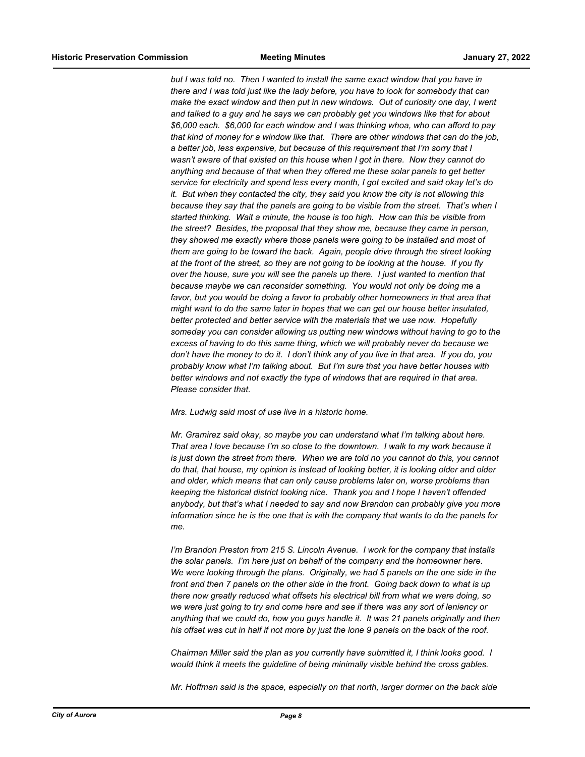*but I was told no. Then I wanted to install the same exact window that you have in there and I was told just like the lady before, you have to look for somebody that can make the exact window and then put in new windows. Out of curiosity one day, I went and talked to a guy and he says we can probably get you windows like that for about $6,000 each. $6,000 for each window and I was thinking whoa, who can afford to pay that kind of money for a window like that. There are other windows that can do the job, a better job, less expensive, but because of this requirement that I'm sorry that I wasn't aware of that existed on this house when I got in there. Now they cannot do anything and because of that when they offered me these solar panels to get better service for electricity and spend less every month, I got excited and said okay let's do it. But when they contacted the city, they said you know the city is not allowing this because they say that the panels are going to be visible from the street. That's when I started thinking. Wait a minute, the house is too high. How can this be visible from the street? Besides, the proposal that they show me, because they came in person, they showed me exactly where those panels were going to be installed and most of them are going to be toward the back. Again, people drive through the street looking at the front of the street, so they are not going to be looking at the house. If you fly over the house, sure you will see the panels up there. I just wanted to mention that because maybe we can reconsider something. You would not only be doing me a favor, but you would be doing a favor to probably other homeowners in that area that might want to do the same later in hopes that we can get our house better insulated, better protected and better service with the materials that we use now. Hopefully someday you can consider allowing us putting new windows without having to go to the excess of having to do this same thing, which we will probably never do because we don't have the money to do it. I don't think any of you live in that area. If you do, you probably know what I'm talking about. But I'm sure that you have better houses with better windows and not exactly the type of windows that are required in that area. Please consider that.*

*Mrs. Ludwig said most of use live in a historic home.*

*Mr. Gramirez said okay, so maybe you can understand what I'm talking about here. That area I love because I'm so close to the downtown. I walk to my work because it is just down the street from there. When we are told no you cannot do this, you cannot do that, that house, my opinion is instead of looking better, it is looking older and older and older, which means that can only cause problems later on, worse problems than keeping the historical district looking nice. Thank you and I hope I haven't offended anybody, but that's what I needed to say and now Brandon can probably give you more information since he is the one that is with the company that wants to do the panels for me.*

*I'm Brandon Preston from 215 S. Lincoln Avenue. I work for the company that installs the solar panels. I'm here just on behalf of the company and the homeowner here. We were looking through the plans. Originally, we had 5 panels on the one side in the front and then 7 panels on the other side in the front. Going back down to what is up there now greatly reduced what offsets his electrical bill from what we were doing, so we were just going to try and come here and see if there was any sort of leniency or anything that we could do, how you guys handle it. It was 21 panels originally and then his offset was cut in half if not more by just the lone 9 panels on the back of the roof.*

*Chairman Miller said the plan as you currently have submitted it, I think looks good. I would think it meets the guideline of being minimally visible behind the cross gables.*

*Mr. Hoffman said is the space, especially on that north, larger dormer on the back side*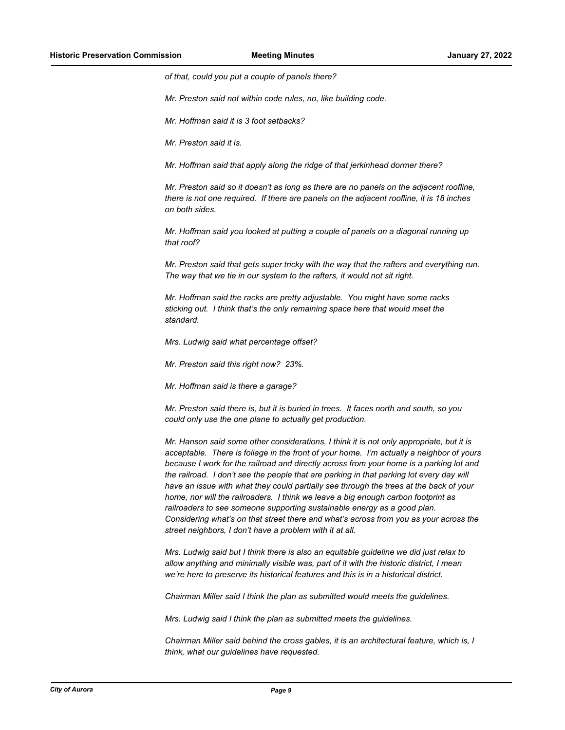*of that, could you put a couple of panels there?*

*Mr. Preston said not within code rules, no, like building code.*

*Mr. Hoffman said it is 3 foot setbacks?*

*Mr. Preston said it is.*

*Mr. Hoffman said that apply along the ridge of that jerkinhead dormer there?*

*Mr. Preston said so it doesn't as long as there are no panels on the adjacent roofline, there is not one required. If there are panels on the adjacent roofline, it is 18 inches on both sides.*

*Mr. Hoffman said you looked at putting a couple of panels on a diagonal running up that roof?*

*Mr. Preston said that gets super tricky with the way that the rafters and everything run. The way that we tie in our system to the rafters, it would not sit right.*

*Mr. Hoffman said the racks are pretty adjustable. You might have some racks sticking out. I think that's the only remaining space here that would meet the standard.*

*Mrs. Ludwig said what percentage offset?*

*Mr. Preston said this right now? 23%.*

*Mr. Hoffman said is there a garage?*

*Mr. Preston said there is, but it is buried in trees. It faces north and south, so you could only use the one plane to actually get production.*

*Mr. Hanson said some other considerations, I think it is not only appropriate, but it is acceptable. There is foliage in the front of your home. I'm actually a neighbor of yours because I work for the railroad and directly across from your home is a parking lot and the railroad. I don't see the people that are parking in that parking lot every day will have an issue with what they could partially see through the trees at the back of your home, nor will the railroaders. I think we leave a big enough carbon footprint as railroaders to see someone supporting sustainable energy as a good plan. Considering what's on that street there and what's across from you as your across the street neighbors, I don't have a problem with it at all.*

*Mrs. Ludwig said but I think there is also an equitable guideline we did just relax to allow anything and minimally visible was, part of it with the historic district, I mean we're here to preserve its historical features and this is in a historical district.*

*Chairman Miller said I think the plan as submitted would meets the guidelines.*

*Mrs. Ludwig said I think the plan as submitted meets the guidelines.*

*Chairman Miller said behind the cross gables, it is an architectural feature, which is, I think, what our guidelines have requested.*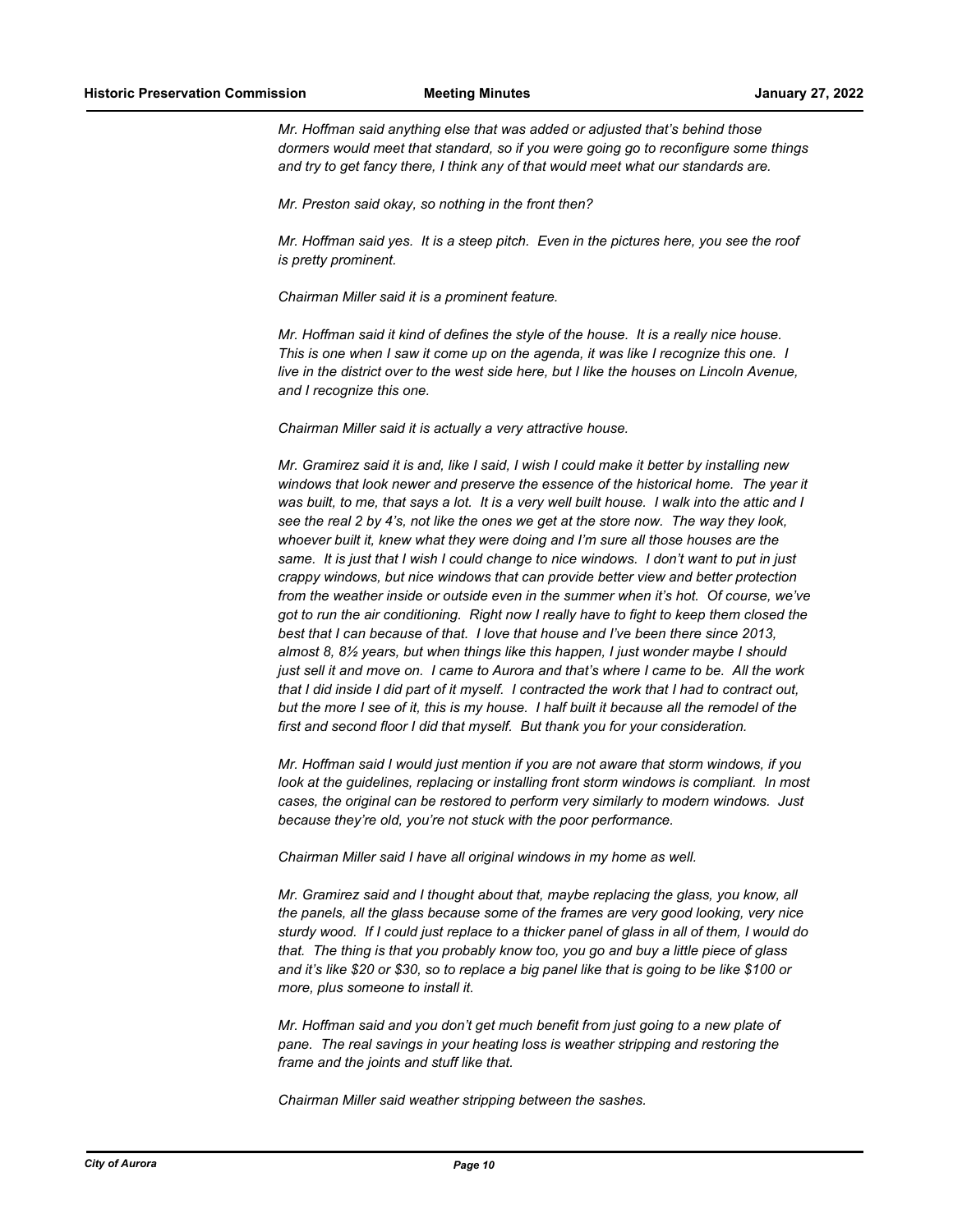*Mr. Hoffman said anything else that was added or adjusted that's behind those dormers would meet that standard, so if you were going go to reconfigure some things and try to get fancy there, I think any of that would meet what our standards are.*

*Mr. Preston said okay, so nothing in the front then?*

*Mr. Hoffman said yes. It is a steep pitch. Even in the pictures here, you see the roof is pretty prominent.*

*Chairman Miller said it is a prominent feature.*

*Mr. Hoffman said it kind of defines the style of the house. It is a really nice house. This is one when I saw it come up on the agenda, it was like I recognize this one. I live in the district over to the west side here, but I like the houses on Lincoln Avenue, and I recognize this one.*

*Chairman Miller said it is actually a very attractive house.*

*Mr. Gramirez said it is and, like I said, I wish I could make it better by installing new windows that look newer and preserve the essence of the historical home. The year it was built, to me, that says a lot. It is a very well built house. I walk into the attic and I see the real 2 by 4's, not like the ones we get at the store now. The way they look, whoever built it, knew what they were doing and I'm sure all those houses are the same. It is just that I wish I could change to nice windows. I don't want to put in just crappy windows, but nice windows that can provide better view and better protection from the weather inside or outside even in the summer when it's hot. Of course, we've got to run the air conditioning. Right now I really have to fight to keep them closed the best that I can because of that. I love that house and I've been there since 2013, almost 8, 8½ years, but when things like this happen, I just wonder maybe I should just sell it and move on. I came to Aurora and that's where I came to be. All the work that I did inside I did part of it myself. I contracted the work that I had to contract out, but the more I see of it, this is my house. I half built it because all the remodel of the first and second floor I did that myself. But thank you for your consideration.*

*Mr. Hoffman said I would just mention if you are not aware that storm windows, if you look at the guidelines, replacing or installing front storm windows is compliant. In most cases, the original can be restored to perform very similarly to modern windows. Just because they're old, you're not stuck with the poor performance.*

*Chairman Miller said I have all original windows in my home as well.*

*Mr. Gramirez said and I thought about that, maybe replacing the glass, you know, all the panels, all the glass because some of the frames are very good looking, very nice sturdy wood. If I could just replace to a thicker panel of glass in all of them, I would do that. The thing is that you probably know too, you go and buy a little piece of glass and it's like $20 or $30, so to replace a big panel like that is going to be like $100 or more, plus someone to install it.*

*Mr. Hoffman said and you don't get much benefit from just going to a new plate of pane. The real savings in your heating loss is weather stripping and restoring the frame and the joints and stuff like that.*

*Chairman Miller said weather stripping between the sashes.*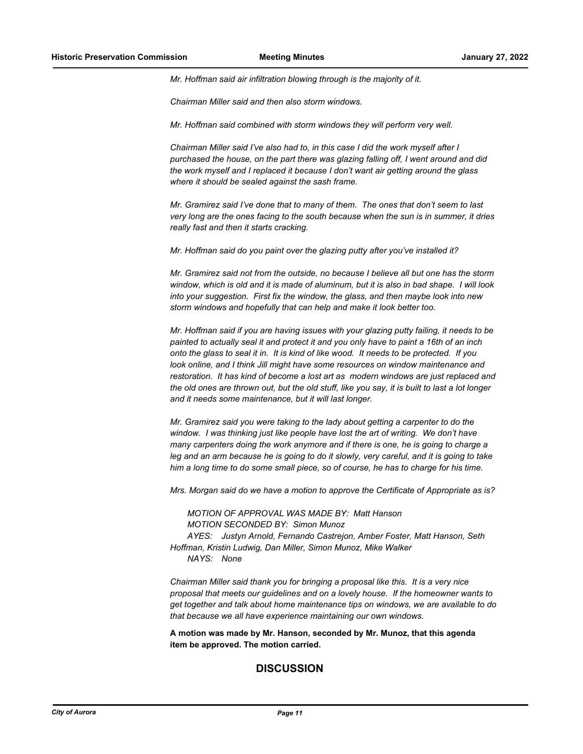*Mr. Hoffman said air infiltration blowing through is the majority of it.*

*Chairman Miller said and then also storm windows.*

*Mr. Hoffman said combined with storm windows they will perform very well.*

*Chairman Miller said I've also had to, in this case I did the work myself after I purchased the house, on the part there was glazing falling off, I went around and did the work myself and I replaced it because I don't want air getting around the glass where it should be sealed against the sash frame.*

*Mr. Gramirez said I've done that to many of them. The ones that don't seem to last very long are the ones facing to the south because when the sun is in summer, it dries really fast and then it starts cracking.*

*Mr. Hoffman said do you paint over the glazing putty after you've installed it?*

*Mr. Gramirez said not from the outside, no because I believe all but one has the storm window, which is old and it is made of aluminum, but it is also in bad shape. I will look into your suggestion. First fix the window, the glass, and then maybe look into new storm windows and hopefully that can help and make it look better too.*

*Mr. Hoffman said if you are having issues with your glazing putty failing, it needs to be painted to actually seal it and protect it and you only have to paint a 16th of an inch onto the glass to seal it in. It is kind of like wood. It needs to be protected. If you look online, and I think Jill might have some resources on window maintenance and restoration. It has kind of become a lost art as modern windows are just replaced and the old ones are thrown out, but the old stuff, like you say, it is built to last a lot longer and it needs some maintenance, but it will last longer.*

*Mr. Gramirez said you were taking to the lady about getting a carpenter to do the window. I was thinking just like people have lost the art of writing. We don't have many carpenters doing the work anymore and if there is one, he is going to charge a leg and an arm because he is going to do it slowly, very careful, and it is going to take him a long time to do some small piece, so of course, he has to charge for his time.*

*Mrs. Morgan said do we have a motion to approve the Certificate of Appropriate as is?*

*MOTION OF APPROVAL WAS MADE BY: Matt Hanson*
*MOTION SECONDED BY: Simon Munoz*
*AYES: Justyn Arnold, Fernando Castrejon, Amber Foster, Matt Hanson, Seth Hoffman, Kristin Ludwig, Dan Miller, Simon Munoz, Mike Walker*
*NAYS: None*

*Chairman Miller said thank you for bringing a proposal like this. It is a very nice proposal that meets our guidelines and on a lovely house. If the homeowner wants to get together and talk about home maintenance tips on windows, we are available to do that because we all have experience maintaining our own windows.*

**A motion was made by Mr. Hanson, seconded by Mr. Munoz, that this agenda item be approved. The motion carried.**

## DISCUSSION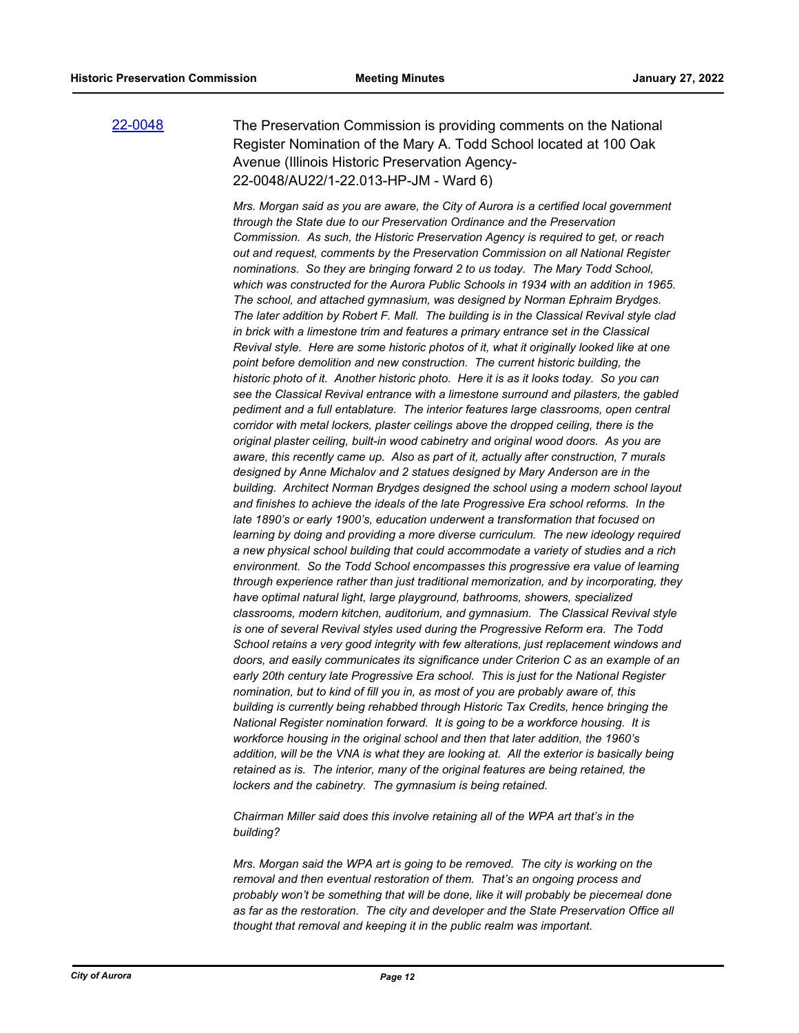[22-0048](22-0048) The Preservation Commission is providing comments on the National Register Nomination of the Mary A. Todd School located at 100 Oak Avenue (Illinois Historic Preservation Agency-22-0048/AU22/1-22.013-HP-JM - Ward 6)

*Mrs. Morgan said as you are aware, the City of Aurora is a certified local government through the State due to our Preservation Ordinance and the Preservation Commission. As such, the Historic Preservation Agency is required to get, or reach out and request, comments by the Preservation Commission on all National Register nominations. So they are bringing forward 2 to us today. The Mary Todd School, which was constructed for the Aurora Public Schools in 1934 with an addition in 1965. The school, and attached gymnasium, was designed by Norman Ephraim Brydges. The later addition by Robert F. Mall. The building is in the Classical Revival style clad in brick with a limestone trim and features a primary entrance set in the Classical Revival style. Here are some historic photos of it, what it originally looked like at one point before demolition and new construction. The current historic building, the historic photo of it. Another historic photo. Here it is as it looks today. So you can see the Classical Revival entrance with a limestone surround and pilasters, the gabled pediment and a full entablature. The interior features large classrooms, open central corridor with metal lockers, plaster ceilings above the dropped ceiling, there is the original plaster ceiling, built-in wood cabinetry and original wood doors. As you are aware, this recently came up. Also as part of it, actually after construction, 7 murals designed by Anne Michalov and 2 statues designed by Mary Anderson are in the building. Architect Norman Brydges designed the school using a modern school layout and finishes to achieve the ideals of the late Progressive Era school reforms. In the late 1890's or early 1900's, education underwent a transformation that focused on learning by doing and providing a more diverse curriculum. The new ideology required a new physical school building that could accommodate a variety of studies and a rich environment. So the Todd School encompasses this progressive era value of learning through experience rather than just traditional memorization, and by incorporating, they have optimal natural light, large playground, bathrooms, showers, specialized classrooms, modern kitchen, auditorium, and gymnasium. The Classical Revival style is one of several Revival styles used during the Progressive Reform era. The Todd School retains a very good integrity with few alterations, just replacement windows and doors, and easily communicates its significance under Criterion C as an example of an early 20th century late Progressive Era school. This is just for the National Register nomination, but to kind of fill you in, as most of you are probably aware of, this building is currently being rehabbed through Historic Tax Credits, hence bringing the National Register nomination forward. It is going to be a workforce housing. It is workforce housing in the original school and then that later addition, the 1960's addition, will be the VNA is what they are looking at. All the exterior is basically being retained as is. The interior, many of the original features are being retained, the lockers and the cabinetry. The gymnasium is being retained.*

*Chairman Miller said does this involve retaining all of the WPA art that's in the building?*

*Mrs. Morgan said the WPA art is going to be removed. The city is working on the removal and then eventual restoration of them. That's an ongoing process and probably won't be something that will be done, like it will probably be piecemeal done as far as the restoration. The city and developer and the State Preservation Office all thought that removal and keeping it in the public realm was important.*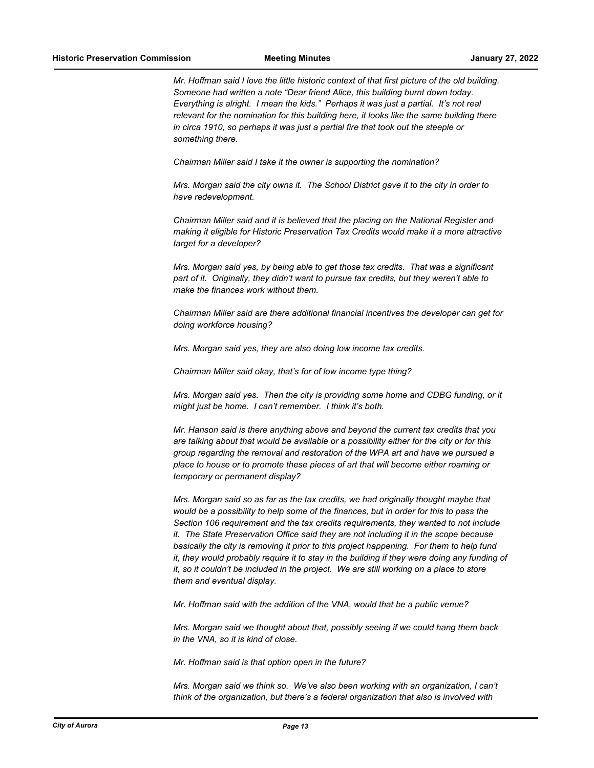*Mr. Hoffman said I love the little historic context of that first picture of the old building. Someone had written a note "Dear friend Alice, this building burnt down today. Everything is alright. I mean the kids." Perhaps it was just a partial. It's not real relevant for the nomination for this building here, it looks like the same building there in circa 1910, so perhaps it was just a partial fire that took out the steeple or something there.*

*Chairman Miller said I take it the owner is supporting the nomination?*

*Mrs. Morgan said the city owns it. The School District gave it to the city in order to have redevelopment.*

*Chairman Miller said and it is believed that the placing on the National Register and making it eligible for Historic Preservation Tax Credits would make it a more attractive target for a developer?*

*Mrs. Morgan said yes, by being able to get those tax credits. That was a significant part of it. Originally, they didn't want to pursue tax credits, but they weren't able to make the finances work without them.*

*Chairman Miller said are there additional financial incentives the developer can get for doing workforce housing?*

*Mrs. Morgan said yes, they are also doing low income tax credits.*

*Chairman Miller said okay, that's for of low income type thing?*

*Mrs. Morgan said yes. Then the city is providing some home and CDBG funding, or it might just be home. I can't remember. I think it's both.*

*Mr. Hanson said is there anything above and beyond the current tax credits that you are talking about that would be available or a possibility either for the city or for this group regarding the removal and restoration of the WPA art and have we pursued a place to house or to promote these pieces of art that will become either roaming or temporary or permanent display?*

*Mrs. Morgan said so as far as the tax credits, we had originally thought maybe that would be a possibility to help some of the finances, but in order for this to pass the Section 106 requirement and the tax credits requirements, they wanted to not include it. The State Preservation Office said they are not including it in the scope because basically the city is removing it prior to this project happening. For them to help fund it, they would probably require it to stay in the building if they were doing any funding of it, so it couldn't be included in the project. We are still working on a place to store them and eventual display.*

*Mr. Hoffman said with the addition of the VNA, would that be a public venue?*

*Mrs. Morgan said we thought about that, possibly seeing if we could hang them back in the VNA, so it is kind of close.*

*Mr. Hoffman said is that option open in the future?*

*Mrs. Morgan said we think so. We've also been working with an organization, I can't think of the organization, but there's a federal organization that also is involved with*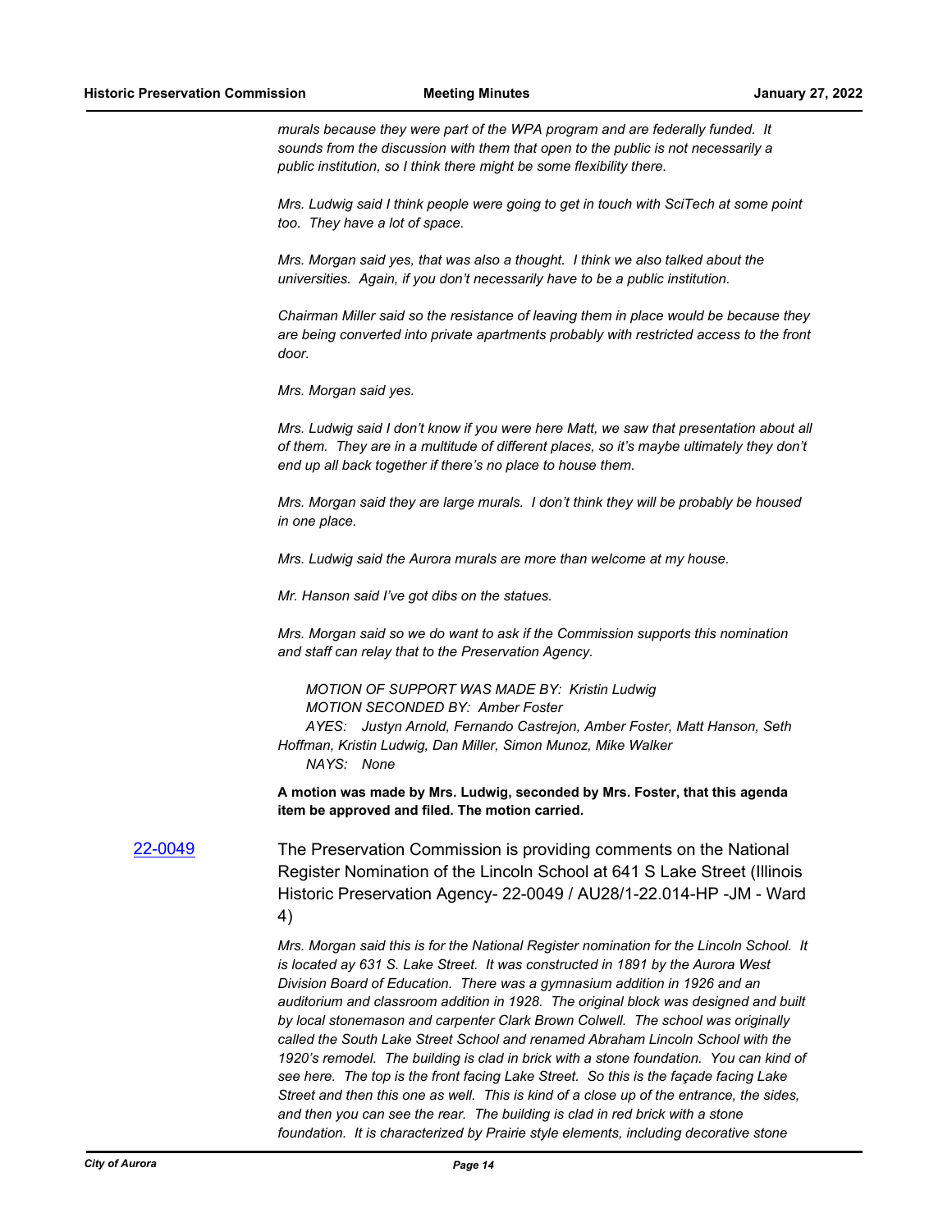*murals because they were part of the WPA program and are federally funded. It sounds from the discussion with them that open to the public is not necessarily a public institution, so I think there might be some flexibility there.*

*Mrs. Ludwig said I think people were going to get in touch with SciTech at some point too. They have a lot of space.*

*Mrs. Morgan said yes, that was also a thought. I think we also talked about the universities. Again, if you don't necessarily have to be a public institution.*

*Chairman Miller said so the resistance of leaving them in place would be because they are being converted into private apartments probably with restricted access to the front door.*

*Mrs. Morgan said yes.*

*Mrs. Ludwig said I don't know if you were here Matt, we saw that presentation about all of them. They are in a multitude of different places, so it's maybe ultimately they don't end up all back together if there's no place to house them.*

*Mrs. Morgan said they are large murals. I don't think they will be probably be housed in one place.*

*Mrs. Ludwig said the Aurora murals are more than welcome at my house.*

*Mr. Hanson said I've got dibs on the statues.*

*Mrs. Morgan said so we do want to ask if the Commission supports this nomination and staff can relay that to the Preservation Agency.*

*MOTION OF SUPPORT WAS MADE BY: Kristin Ludwig*
*MOTION SECONDED BY: Amber Foster*
*AYES: Justyn Arnold, Fernando Castrejon, Amber Foster, Matt Hanson, Seth Hoffman, Kristin Ludwig, Dan Miller, Simon Munoz, Mike Walker*
*NAYS: None*

**A motion was made by Mrs. Ludwig, seconded by Mrs. Foster, that this agenda item be approved and filed. The motion carried.**

[22-0049] The Preservation Commission is providing comments on the National Register Nomination of the Lincoln School at 641 S Lake Street (Illinois Historic Preservation Agency- 22-0049 / AU28/1-22.014-HP -JM - Ward 4)

*Mrs. Morgan said this is for the National Register nomination for the Lincoln School. It is located ay 631 S. Lake Street. It was constructed in 1891 by the Aurora West Division Board of Education. There was a gymnasium addition in 1926 and an auditorium and classroom addition in 1928. The original block was designed and built by local stonemason and carpenter Clark Brown Colwell. The school was originally called the South Lake Street School and renamed Abraham Lincoln School with the 1920's remodel. The building is clad in brick with a stone foundation. You can kind of see here. The top is the front facing Lake Street. So this is the façade facing Lake Street and then this one as well. This is kind of a close up of the entrance, the sides, and then you can see the rear. The building is clad in red brick with a stone foundation. It is characterized by Prairie style elements, including decorative stone*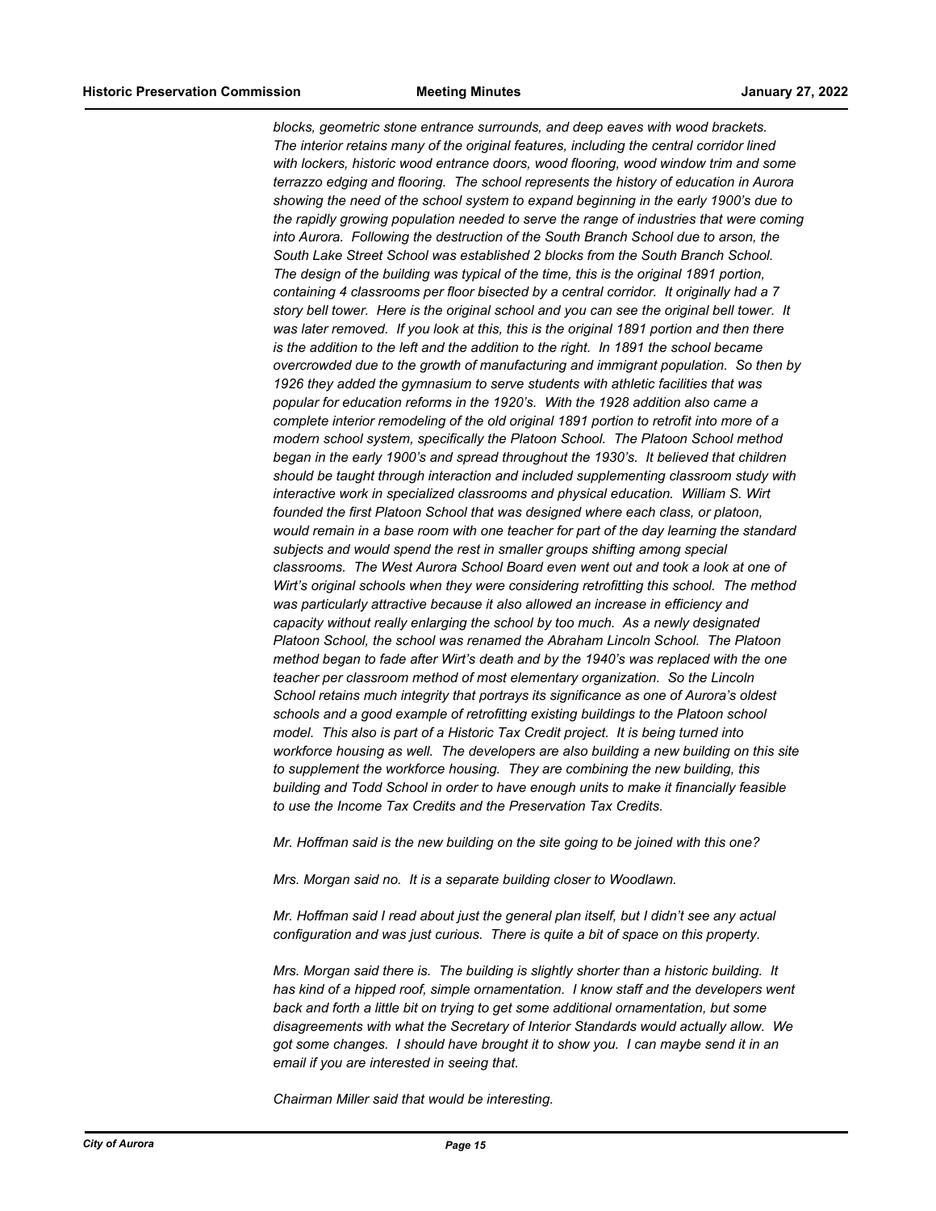*blocks, geometric stone entrance surrounds, and deep eaves with wood brackets. The interior retains many of the original features, including the central corridor lined with lockers, historic wood entrance doors, wood flooring, wood window trim and some terrazzo edging and flooring. The school represents the history of education in Aurora showing the need of the school system to expand beginning in the early 1900's due to the rapidly growing population needed to serve the range of industries that were coming into Aurora. Following the destruction of the South Branch School due to arson, the South Lake Street School was established 2 blocks from the South Branch School. The design of the building was typical of the time, this is the original 1891 portion, containing 4 classrooms per floor bisected by a central corridor. It originally had a 7 story bell tower. Here is the original school and you can see the original bell tower. It was later removed. If you look at this, this is the original 1891 portion and then there is the addition to the left and the addition to the right. In 1891 the school became overcrowded due to the growth of manufacturing and immigrant population. So then by 1926 they added the gymnasium to serve students with athletic facilities that was popular for education reforms in the 1920's. With the 1928 addition also came a complete interior remodeling of the old original 1891 portion to retrofit into more of a modern school system, specifically the Platoon School. The Platoon School method began in the early 1900's and spread throughout the 1930's. It believed that children should be taught through interaction and included supplementing classroom study with interactive work in specialized classrooms and physical education. William S. Wirt founded the first Platoon School that was designed where each class, or platoon, would remain in a base room with one teacher for part of the day learning the standard subjects and would spend the rest in smaller groups shifting among special classrooms. The West Aurora School Board even went out and took a look at one of Wirt's original schools when they were considering retrofitting this school. The method was particularly attractive because it also allowed an increase in efficiency and capacity without really enlarging the school by too much. As a newly designated Platoon School, the school was renamed the Abraham Lincoln School. The Platoon method began to fade after Wirt's death and by the 1940's was replaced with the one teacher per classroom method of most elementary organization. So the Lincoln School retains much integrity that portrays its significance as one of Aurora's oldest schools and a good example of retrofitting existing buildings to the Platoon school model. This also is part of a Historic Tax Credit project. It is being turned into workforce housing as well. The developers are also building a new building on this site to supplement the workforce housing. They are combining the new building, this building and Todd School in order to have enough units to make it financially feasible to use the Income Tax Credits and the Preservation Tax Credits.*

*Mr. Hoffman said is the new building on the site going to be joined with this one?*

*Mrs. Morgan said no. It is a separate building closer to Woodlawn.*

*Mr. Hoffman said I read about just the general plan itself, but I didn't see any actual configuration and was just curious. There is quite a bit of space on this property.*

*Mrs. Morgan said there is. The building is slightly shorter than a historic building. It has kind of a hipped roof, simple ornamentation. I know staff and the developers went back and forth a little bit on trying to get some additional ornamentation, but some disagreements with what the Secretary of Interior Standards would actually allow. We got some changes. I should have brought it to show you. I can maybe send it in an email if you are interested in seeing that.*

*Chairman Miller said that would be interesting.*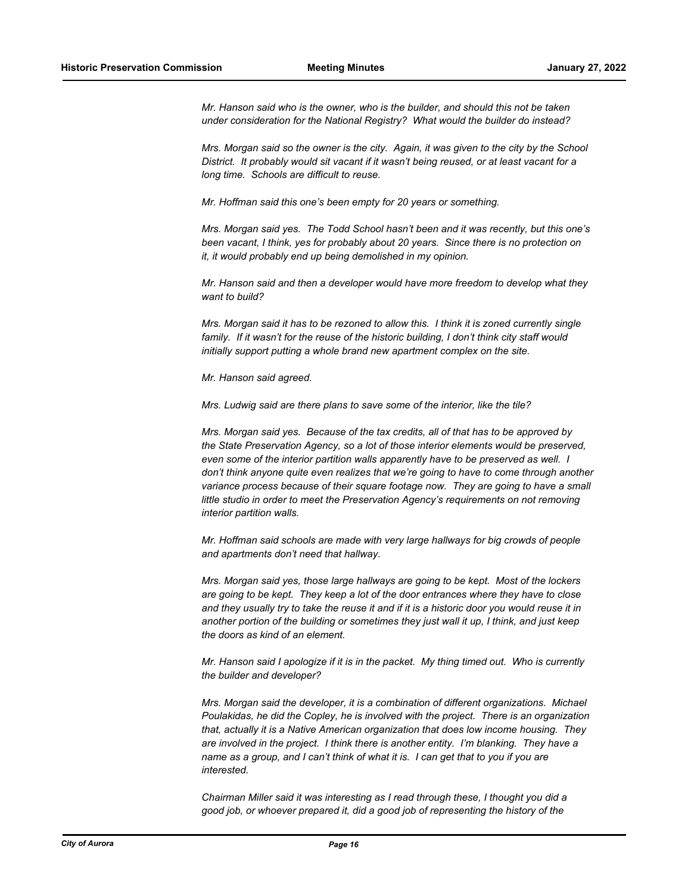*Mr. Hanson said who is the owner, who is the builder, and should this not be taken under consideration for the National Registry? What would the builder do instead?*

*Mrs. Morgan said so the owner is the city. Again, it was given to the city by the School District. It probably would sit vacant if it wasn't being reused, or at least vacant for a long time. Schools are difficult to reuse.*

*Mr. Hoffman said this one's been empty for 20 years or something.*

*Mrs. Morgan said yes. The Todd School hasn't been and it was recently, but this one's been vacant, I think, yes for probably about 20 years. Since there is no protection on it, it would probably end up being demolished in my opinion.*

*Mr. Hanson said and then a developer would have more freedom to develop what they want to build?*

*Mrs. Morgan said it has to be rezoned to allow this. I think it is zoned currently single family. If it wasn't for the reuse of the historic building, I don't think city staff would initially support putting a whole brand new apartment complex on the site.*

*Mr. Hanson said agreed.*

*Mrs. Ludwig said are there plans to save some of the interior, like the tile?*

*Mrs. Morgan said yes. Because of the tax credits, all of that has to be approved by the State Preservation Agency, so a lot of those interior elements would be preserved, even some of the interior partition walls apparently have to be preserved as well. I don't think anyone quite even realizes that we're going to have to come through another variance process because of their square footage now. They are going to have a small little studio in order to meet the Preservation Agency's requirements on not removing interior partition walls.*

*Mr. Hoffman said schools are made with very large hallways for big crowds of people and apartments don't need that hallway.*

*Mrs. Morgan said yes, those large hallways are going to be kept. Most of the lockers are going to be kept. They keep a lot of the door entrances where they have to close and they usually try to take the reuse it and if it is a historic door you would reuse it in another portion of the building or sometimes they just wall it up, I think, and just keep the doors as kind of an element.*

*Mr. Hanson said I apologize if it is in the packet. My thing timed out. Who is currently the builder and developer?*

*Mrs. Morgan said the developer, it is a combination of different organizations. Michael Poulakidas, he did the Copley, he is involved with the project. There is an organization that, actually it is a Native American organization that does low income housing. They are involved in the project. I think there is another entity. I'm blanking. They have a name as a group, and I can't think of what it is. I can get that to you if you are interested.*

*Chairman Miller said it was interesting as I read through these, I thought you did a good job, or whoever prepared it, did a good job of representing the history of the*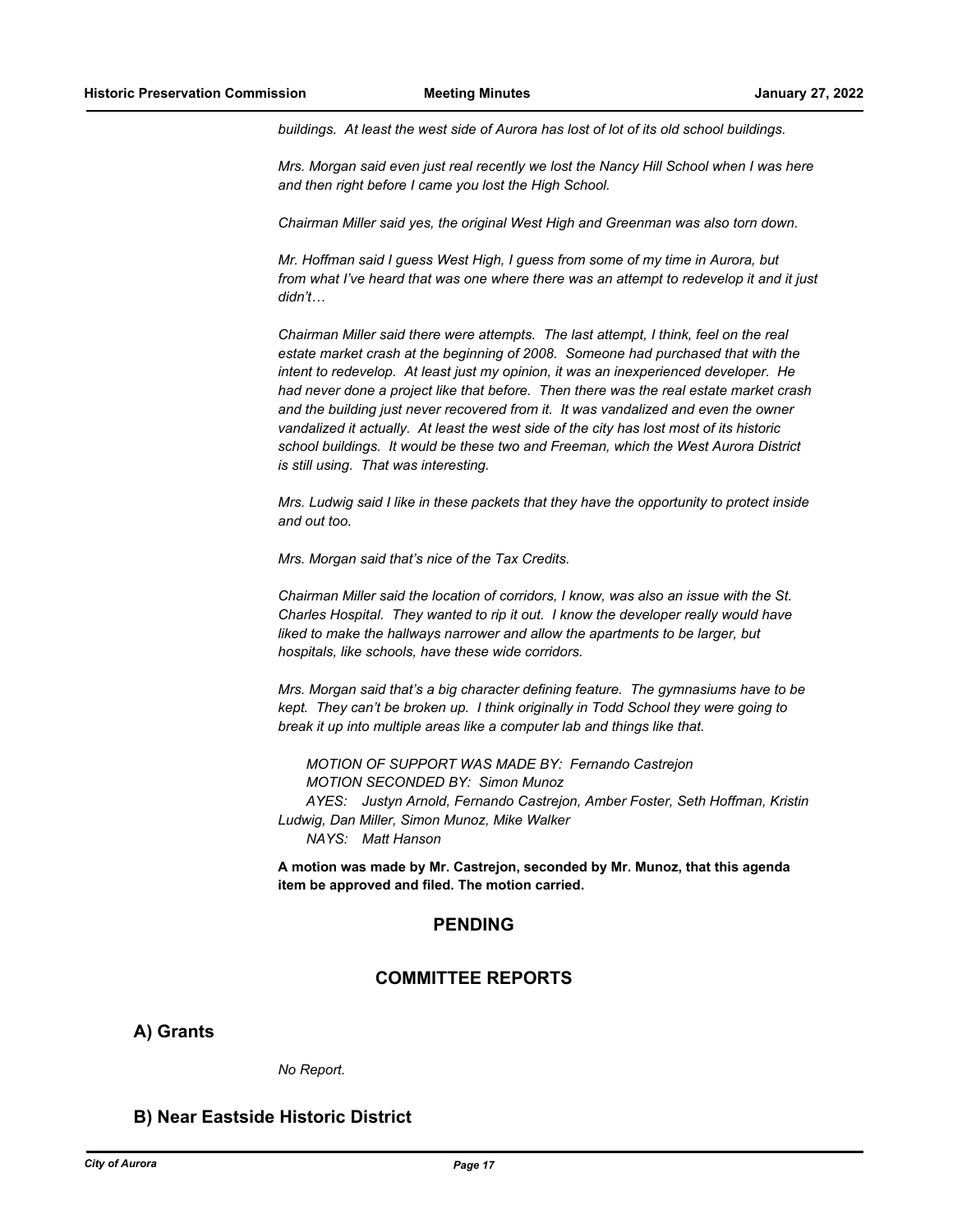*buildings. At least the west side of Aurora has lost of lot of its old school buildings.*

*Mrs. Morgan said even just real recently we lost the Nancy Hill School when I was here and then right before I came you lost the High School.*

*Chairman Miller said yes, the original West High and Greenman was also torn down.*

*Mr. Hoffman said I guess West High, I guess from some of my time in Aurora, but from what I've heard that was one where there was an attempt to redevelop it and it just didn't…*

*Chairman Miller said there were attempts. The last attempt, I think, feel on the real estate market crash at the beginning of 2008. Someone had purchased that with the intent to redevelop. At least just my opinion, it was an inexperienced developer. He had never done a project like that before. Then there was the real estate market crash and the building just never recovered from it. It was vandalized and even the owner vandalized it actually. At least the west side of the city has lost most of its historic school buildings. It would be these two and Freeman, which the West Aurora District is still using. That was interesting.*

*Mrs. Ludwig said I like in these packets that they have the opportunity to protect inside and out too.*

*Mrs. Morgan said that's nice of the Tax Credits.*

*Chairman Miller said the location of corridors, I know, was also an issue with the St. Charles Hospital. They wanted to rip it out. I know the developer really would have liked to make the hallways narrower and allow the apartments to be larger, but hospitals, like schools, have these wide corridors.*

*Mrs. Morgan said that's a big character defining feature. The gymnasiums have to be kept. They can't be broken up. I think originally in Todd School they were going to break it up into multiple areas like a computer lab and things like that.*

*MOTION OF SUPPORT WAS MADE BY: Fernando Castrejon*
*MOTION SECONDED BY: Simon Munoz*
*AYES: Justyn Arnold, Fernando Castrejon, Amber Foster, Seth Hoffman, Kristin Ludwig, Dan Miller, Simon Munoz, Mike Walker*
*NAYS: Matt Hanson*

**A motion was made by Mr. Castrejon, seconded by Mr. Munoz, that this agenda item be approved and filed. The motion carried.**

## PENDING

## COMMITTEE REPORTS

### A) Grants

*No Report.*

### B) Near Eastside Historic District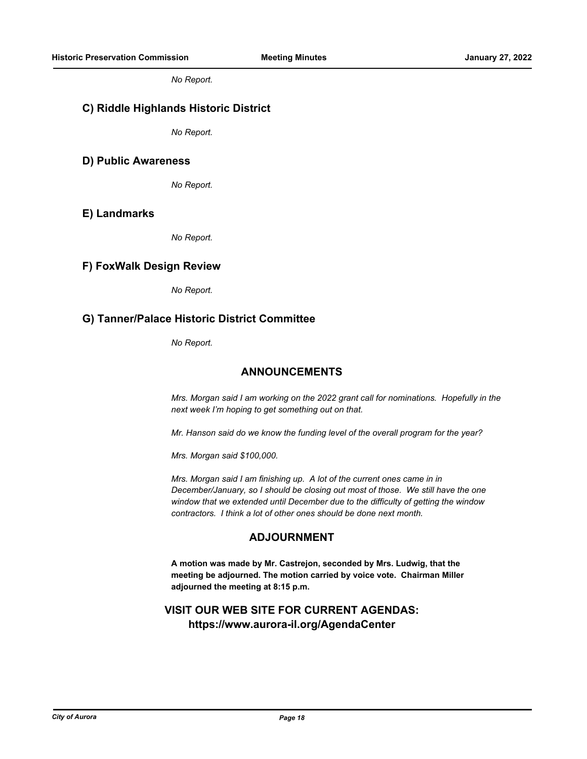*No Report.*

### C) Riddle Highlands Historic District

*No Report.*

### D) Public Awareness

*No Report.*

### E) Landmarks

*No Report.*

### F) FoxWalk Design Review

*No Report.*

### G) Tanner/Palace Historic District Committee

*No Report.*

## ANNOUNCEMENTS

*Mrs. Morgan said I am working on the 2022 grant call for nominations. Hopefully in the next week I'm hoping to get something out on that.*

*Mr. Hanson said do we know the funding level of the overall program for the year?*

*Mrs. Morgan said $100,000.*

*Mrs. Morgan said I am finishing up. A lot of the current ones came in in December/January, so I should be closing out most of those. We still have the one window that we extended until December due to the difficulty of getting the window contractors. I think a lot of other ones should be done next month.*

## ADJOURNMENT

**A motion was made by Mr. Castrejon, seconded by Mrs. Ludwig, that the meeting be adjourned. The motion carried by voice vote. Chairman Miller adjourned the meeting at 8:15 p.m.**

**VISIT OUR WEB SITE FOR CURRENT AGENDAS: https://www.aurora-il.org/AgendaCenter**